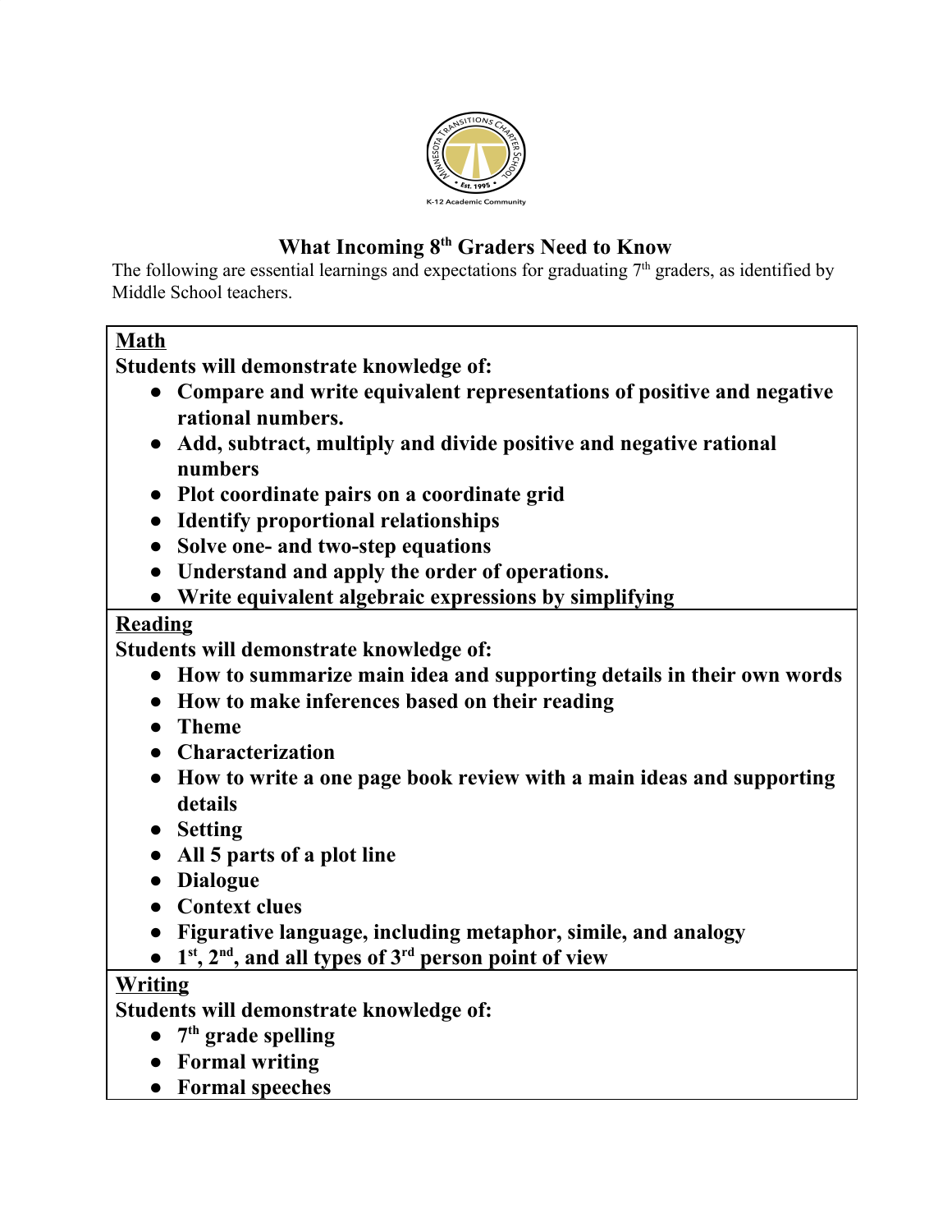# What Incoming 8th Graders Need to Know

The following are essential learnings and expectations for graduating 7th graders, as identified by Middle School teachers.

## Math

**Students will demonstrate knowledge of:**

- **Compare and write equivalent representations of positive and negative rational numbers.**
- **Add, subtract, multiply and divide positive and negative rational numbers**
- **Plot coordinate pairs on a coordinate grid**
- **Identify proportional relationships**
- **Solve one- and two-step equations**
- **Understand and apply the order of operations.**
- **Write equivalent algebraic expressions by simplifying**

## Reading

**Students will demonstrate knowledge of:**

- **How to summarize main idea and supporting details in their own words**
- **How to make inferences based on their reading**
- **Theme**
- **Characterization**
- **How to write a one page book review with a main ideas and supporting details**
- **Setting**
- **All 5 parts of a plot line**
- **Dialogue**
- **Context clues**
- **Figurative language, including metaphor, simile, and analogy**
- **1st, 2nd, and all types of 3rd person point of view**

## Writing

**Students will demonstrate knowledge of:**

- **7th grade spelling**
- **Formal writing**
- **Formal speeches**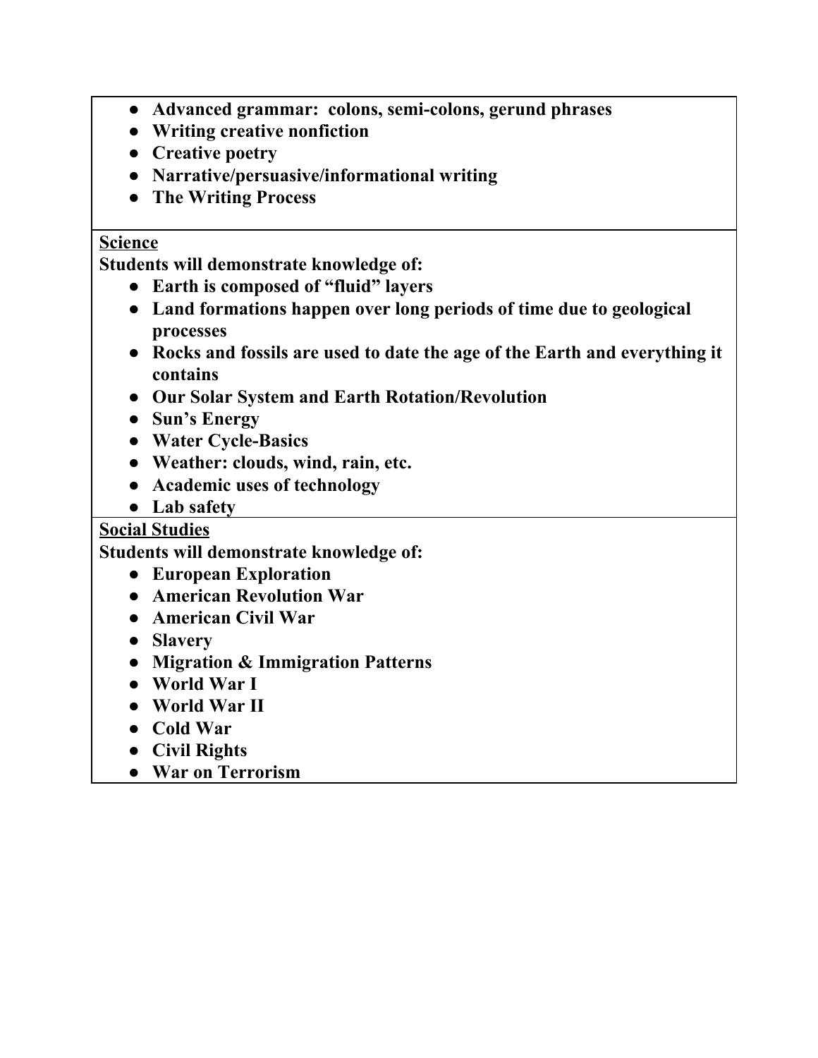- **Advanced grammar: colons, semi-colons, gerund phrases**
- **Writing creative nonfiction**
- **Creative poetry**
- **Narrative/persuasive/informational writing**
- **The Writing Process**

**<u>Science</u>**

**Students will demonstrate knowledge of:**

- **Earth is composed of "fluid" layers**
- **Land formations happen over long periods of time due to geological processes**
- **Rocks and fossils are used to date the age of the Earth and everything it contains**
- **Our Solar System and Earth Rotation/Revolution**
- **Sun's Energy**
- **Water Cycle-Basics**
- **Weather: clouds, wind, rain, etc.**
- **Academic uses of technology**
- **Lab safety**

**<u>Social Studies</u>**

**Students will demonstrate knowledge of:**

- **European Exploration**
- **American Revolution War**
- **American Civil War**
- **Slavery**
- **Migration & Immigration Patterns**
- **World War I**
- **World War II**
- **Cold War**
- **Civil Rights**
- **War on Terrorism**